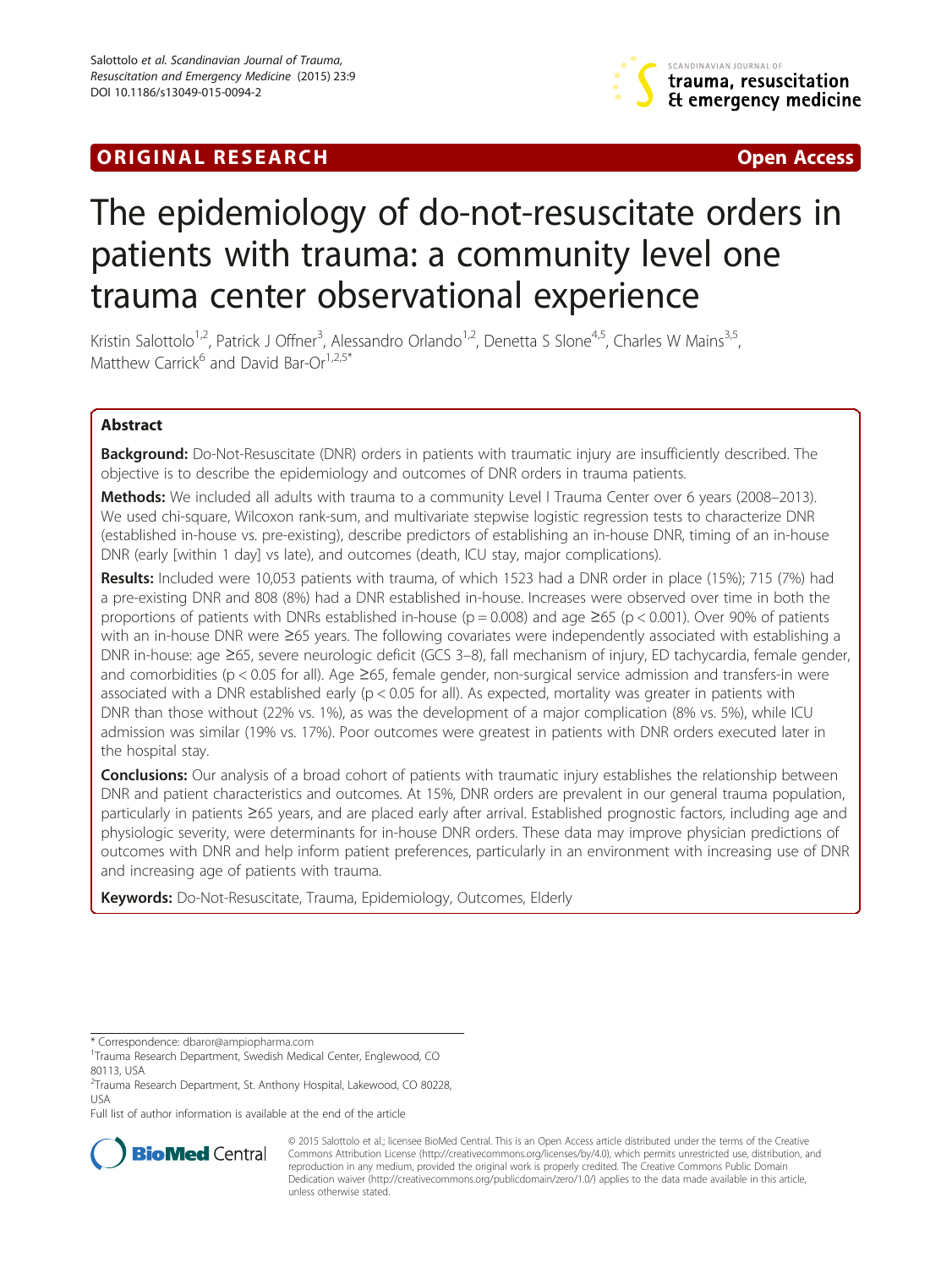**ORIGINAL RESEARCH** **Open Access**

# The epidemiology of do-not-resuscitate orders in patients with trauma: a community level one trauma center observational experience

Kristin Salottolo[1,2], Patrick J Offner[3], Alessandro Orlando[1,2], Denetta S Slone[4,5], Charles W Mains[3,5], Matthew Carrick[6] and David Bar-Or[1,2,5*]

## Abstract

**Background:** Do-Not-Resuscitate (DNR) orders in patients with traumatic injury are insufficiently described. The objective is to describe the epidemiology and outcomes of DNR orders in trauma patients.

**Methods:** We included all adults with trauma to a community Level I Trauma Center over 6 years (2008–2013). We used chi-square, Wilcoxon rank-sum, and multivariate stepwise logistic regression tests to characterize DNR (established in-house vs. pre-existing), describe predictors of establishing an in-house DNR, timing of an in-house DNR (early [within 1 day] vs late), and outcomes (death, ICU stay, major complications).

**Results:** Included were 10,053 patients with trauma, of which 1523 had a DNR order in place (15%); 715 (7%) had a pre-existing DNR and 808 (8%) had a DNR established in-house. Increases were observed over time in both the proportions of patients with DNRs established in-house ($p = 0.008$) and age ≥65 ($p < 0.001$). Over 90% of patients with an in-house DNR were ≥65 years. The following covariates were independently associated with establishing a DNR in-house: age ≥65, severe neurologic deficit (GCS 3–8), fall mechanism of injury, ED tachycardia, female gender, and comorbidities ($p < 0.05$ for all). Age ≥65, female gender, non-surgical service admission and transfers-in were associated with a DNR established early ($p < 0.05$ for all). As expected, mortality was greater in patients with DNR than those without (22% vs. 1%), as was the development of a major complication (8% vs. 5%), while ICU admission was similar (19% vs. 17%). Poor outcomes were greatest in patients with DNR orders executed later in the hospital stay.

**Conclusions:** Our analysis of a broad cohort of patients with traumatic injury establishes the relationship between DNR and patient characteristics and outcomes. At 15%, DNR orders are prevalent in our general trauma population, particularly in patients ≥65 years, and are placed early after arrival. Established prognostic factors, including age and physiologic severity, were determinants for in-house DNR orders. These data may improve physician predictions of outcomes with DNR and help inform patient preferences, particularly in an environment with increasing use of DNR and increasing age of patients with trauma.

**Keywords:** Do-Not-Resuscitate, Trauma, Epidemiology, Outcomes, Elderly

---

\* Correspondence: dbaror@ampiopharma.com
[1]Trauma Research Department, Swedish Medical Center, Englewood, CO 80113, USA
[2]Trauma Research Department, St. Anthony Hospital, Lakewood, CO 80228, USA
Full list of author information is available at the end of the article

© 2015 Salottolo et al.; licensee BioMed Central. This is an Open Access article distributed under the terms of the Creative Commons Attribution License (http://creativecommons.org/licenses/by/4.0), which permits unrestricted use, distribution, and reproduction in any medium, provided the original work is properly credited. The Creative Commons Public Domain Dedication waiver (http://creativecommons.org/publicdomain/zero/1.0/) applies to the data made available in this article, unless otherwise stated.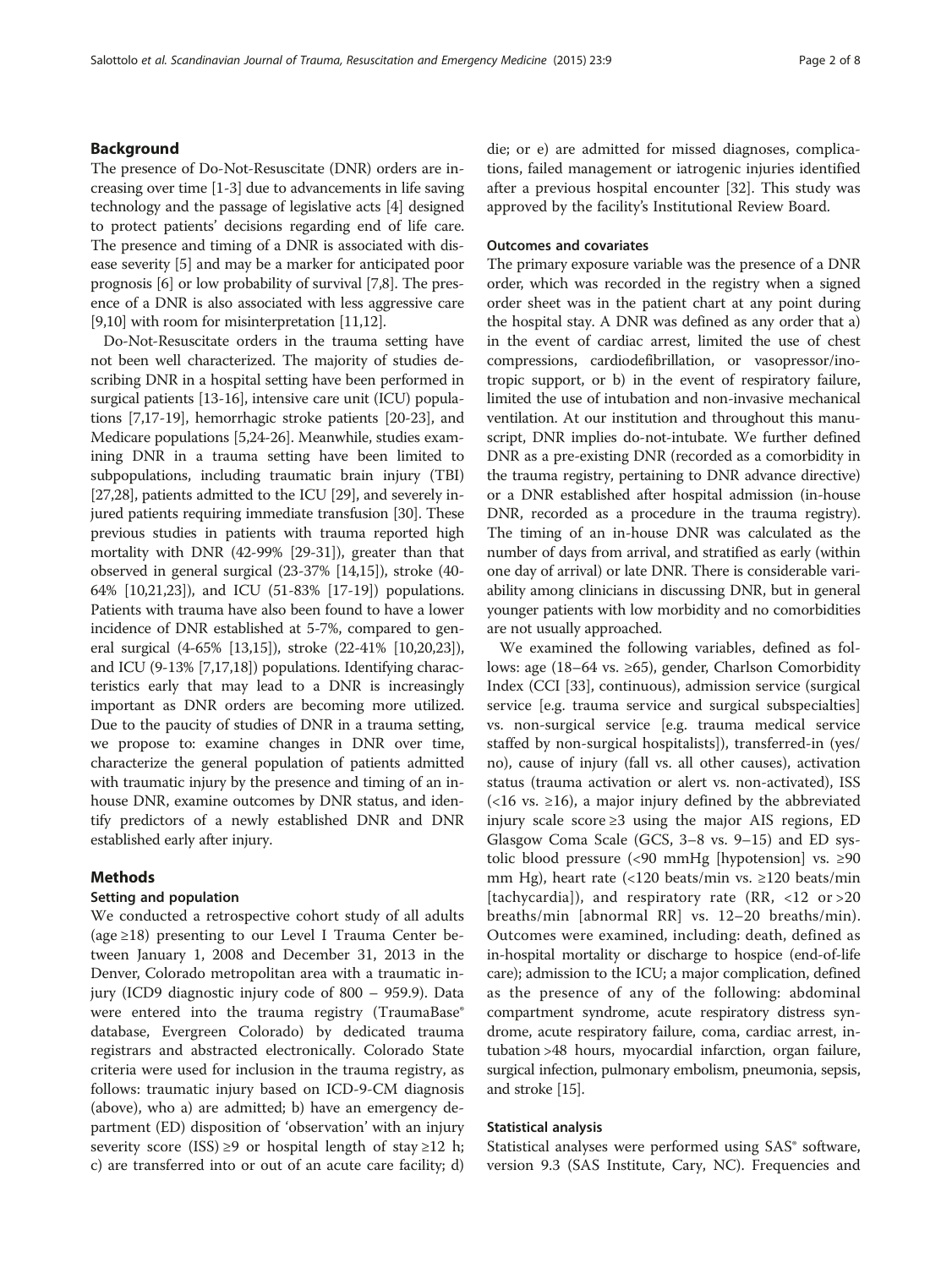## Background

The presence of Do-Not-Resuscitate (DNR) orders are increasing over time [1-3] due to advancements in life saving technology and the passage of legislative acts [4] designed to protect patients' decisions regarding end of life care. The presence and timing of a DNR is associated with disease severity [5] and may be a marker for anticipated poor prognosis [6] or low probability of survival [7,8]. The presence of a DNR is also associated with less aggressive care [9,10] with room for misinterpretation [11,12].

Do-Not-Resuscitate orders in the trauma setting have not been well characterized. The majority of studies describing DNR in a hospital setting have been performed in surgical patients [13-16], intensive care unit (ICU) populations [7,17-19], hemorrhagic stroke patients [20-23], and Medicare populations [5,24-26]. Meanwhile, studies examining DNR in a trauma setting have been limited to subpopulations, including traumatic brain injury (TBI) [27,28], patients admitted to the ICU [29], and severely injured patients requiring immediate transfusion [30]. These previous studies in patients with trauma reported high mortality with DNR (42-99% [29-31]), greater than that observed in general surgical (23-37% [14,15]), stroke (40-64% [10,21,23]), and ICU (51-83% [17-19]) populations. Patients with trauma have also been found to have a lower incidence of DNR established at 5-7%, compared to general surgical (4-65% [13,15]), stroke (22-41% [10,20,23]), and ICU (9-13% [7,17,18]) populations. Identifying characteristics early that may lead to a DNR is increasingly important as DNR orders are becoming more utilized. Due to the paucity of studies of DNR in a trauma setting, we propose to: examine changes in DNR over time, characterize the general population of patients admitted with traumatic injury by the presence and timing of an in-house DNR, examine outcomes by DNR status, and identify predictors of a newly established DNR and DNR established early after injury.

## Methods

### Setting and population

We conducted a retrospective cohort study of all adults (age ≥18) presenting to our Level I Trauma Center between January 1, 2008 and December 31, 2013 in the Denver, Colorado metropolitan area with a traumatic injury (ICD9 diagnostic injury code of 800 – 959.9). Data were entered into the trauma registry (TraumaBase® database, Evergreen Colorado) by dedicated trauma registrars and abstracted electronically. Colorado State criteria were used for inclusion in the trauma registry, as follows: traumatic injury based on ICD-9-CM diagnosis (above), who a) are admitted; b) have an emergency department (ED) disposition of 'observation' with an injury severity score (ISS) ≥9 or hospital length of stay ≥12 h; c) are transferred into or out of an acute care facility; d) die; or e) are admitted for missed diagnoses, complications, failed management or iatrogenic injuries identified after a previous hospital encounter [32]. This study was approved by the facility's Institutional Review Board.

### Outcomes and covariates

The primary exposure variable was the presence of a DNR order, which was recorded in the registry when a signed order sheet was in the patient chart at any point during the hospital stay. A DNR was defined as any order that a) in the event of cardiac arrest, limited the use of chest compressions, cardiodefibrillation, or vasopressor/inotropic support, or b) in the event of respiratory failure, limited the use of intubation and non-invasive mechanical ventilation. At our institution and throughout this manuscript, DNR implies do-not-intubate. We further defined DNR as a pre-existing DNR (recorded as a comorbidity in the trauma registry, pertaining to DNR advance directive) or a DNR established after hospital admission (in-house DNR, recorded as a procedure in the trauma registry). The timing of an in-house DNR was calculated as the number of days from arrival, and stratified as early (within one day of arrival) or late DNR. There is considerable variability among clinicians in discussing DNR, but in general younger patients with low morbidity and no comorbidities are not usually approached.

We examined the following variables, defined as follows: age (18–64 vs. ≥65), gender, Charlson Comorbidity Index (CCI [33], continuous), admission service (surgical service [e.g. trauma service and surgical subspecialties] vs. non-surgical service [e.g. trauma medical service staffed by non-surgical hospitalists]), transferred-in (yes/no), cause of injury (fall vs. all other causes), activation status (trauma activation or alert vs. non-activated), ISS (<16 vs. ≥16), a major injury defined by the abbreviated injury scale score ≥3 using the major AIS regions, ED Glasgow Coma Scale (GCS, 3–8 vs. 9–15) and ED systolic blood pressure (<90 mmHg [hypotension] vs. ≥90 mm Hg), heart rate (<120 beats/min vs. ≥120 beats/min [tachycardia]), and respiratory rate (RR, <12 or >20 breaths/min [abnormal RR] vs. 12–20 breaths/min). Outcomes were examined, including: death, defined as in-hospital mortality or discharge to hospice (end-of-life care); admission to the ICU; a major complication, defined as the presence of any of the following: abdominal compartment syndrome, acute respiratory distress syndrome, acute respiratory failure, coma, cardiac arrest, intubation >48 hours, myocardial infarction, organ failure, surgical infection, pulmonary embolism, pneumonia, sepsis, and stroke [15].

### Statistical analysis

Statistical analyses were performed using SAS® software, version 9.3 (SAS Institute, Cary, NC). Frequencies and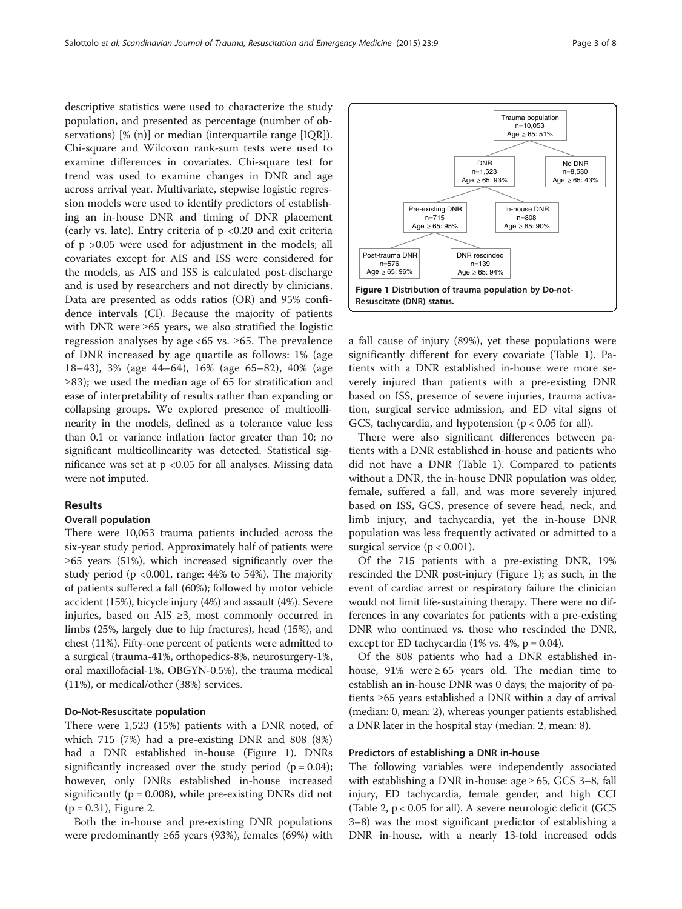descriptive statistics were used to characterize the study population, and presented as percentage (number of observations) [% (n)] or median (interquartile range [IQR]). Chi-square and Wilcoxon rank-sum tests were used to examine differences in covariates. Chi-square test for trend was used to examine changes in DNR and age across arrival year. Multivariate, stepwise logistic regression models were used to identify predictors of establishing an in-house DNR and timing of DNR placement (early vs. late). Entry criteria of $p < 0.20$ and exit criteria of $p > 0.05$ were used for adjustment in the models; all covariates except for AIS and ISS were considered for the models, as AIS and ISS is calculated post-discharge and is used by researchers and not directly by clinicians. Data are presented as odds ratios (OR) and 95% confidence intervals (CI). Because the majority of patients with DNR were ≥65 years, we also stratified the logistic regression analyses by age <65 vs. ≥65. The prevalence of DNR increased by age quartile as follows: 1% (age 18–43), 3% (age 44–64), 16% (age 65–82), 40% (age ≥83); we used the median age of 65 for stratification and ease of interpretability of results rather than expanding or collapsing groups. We explored presence of multicollinearity in the models, defined as a tolerance value less than 0.1 or variance inflation factor greater than 10; no significant multicollinearity was detected. Statistical significance was set at $p < 0.05$ for all analyses. Missing data were not imputed.

## Results

### Overall population

There were 10,053 trauma patients included across the six-year study period. Approximately half of patients were ≥65 years (51%), which increased significantly over the study period ($p < 0.001$, range: 44% to 54%). The majority of patients suffered a fall (60%); followed by motor vehicle accident (15%), bicycle injury (4%) and assault (4%). Severe injuries, based on AIS ≥3, most commonly occurred in limbs (25%, largely due to hip fractures), head (15%), and chest (11%). Fifty-one percent of patients were admitted to a surgical (trauma-41%, orthopedics-8%, neurosurgery-1%, oral maxillofacial-1%, OBGYN-0.5%), the trauma medical (11%), or medical/other (38%) services.

### Do-Not-Resuscitate population

There were 1,523 (15%) patients with a DNR noted, of which 715 (7%) had a pre-existing DNR and 808 (8%) had a DNR established in-house (Figure 1). DNRs significantly increased over the study period ($p = 0.04$); however, only DNRs established in-house increased significantly ($p = 0.008$), while pre-existing DNRs did not ($p = 0.31$), Figure 2.

Both the in-house and pre-existing DNR populations were predominantly ≥65 years (93%), females (69%) with a fall cause of injury (89%), yet these populations were significantly different for every covariate (Table 1). Patients with a DNR established in-house were more severely injured than patients with a pre-existing DNR based on ISS, presence of severe injuries, trauma activation, surgical service admission, and ED vital signs of GCS, tachycardia, and hypotension ($p < 0.05$ for all).

**Figure 1** Distribution of trauma population by Do-not-Resuscitate (DNR) status.

There were also significant differences between patients with a DNR established in-house and patients who did not have a DNR (Table 1). Compared to patients without a DNR, the in-house DNR population was older, female, suffered a fall, and was more severely injured based on ISS, GCS, presence of severe head, neck, and limb injury, and tachycardia, yet the in-house DNR population was less frequently activated or admitted to a surgical service ($p < 0.001$).

Of the 715 patients with a pre-existing DNR, 19% rescinded the DNR post-injury (Figure 1); as such, in the event of cardiac arrest or respiratory failure the clinician would not limit life-sustaining therapy. There were no differences in any covariates for patients with a pre-existing DNR who continued vs. those who rescinded the DNR, except for ED tachycardia (1% vs. 4%, $p = 0.04$).

Of the 808 patients who had a DNR established in-house, 91% were ≥ 65 years old. The median time to establish an in-house DNR was 0 days; the majority of patients ≥65 years established a DNR within a day of arrival (median: 0, mean: 2), whereas younger patients established a DNR later in the hospital stay (median: 2, mean: 8).

### Predictors of establishing a DNR in-house

The following variables were independently associated with establishing a DNR in-house: age ≥ 65, GCS 3–8, fall injury, ED tachycardia, female gender, and high CCI (Table 2, $p < 0.05$ for all). A severe neurologic deficit (GCS 3–8) was the most significant predictor of establishing a DNR in-house, with a nearly 13-fold increased odds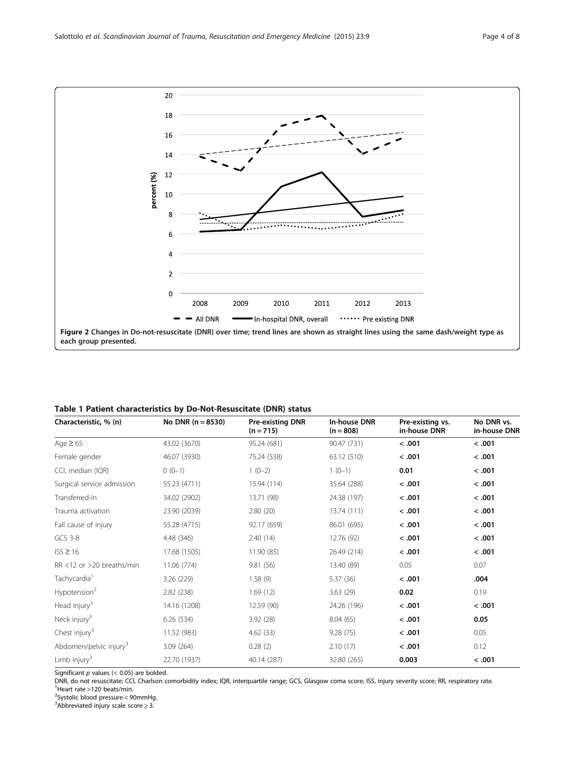Figure 2 Changes in Do-not-resuscitate (DNR) over time; trend lines are shown as straight lines using the same dash/weight type as each group presented.

**Table 1 Patient characteristics by Do-Not-Resuscitate (DNR) status**

| Characteristic, % (n) | No DNR (n = 8530) | Pre-existing DNR (n = 715) | In-house DNR (n = 808) | Pre-existing vs. in-house DNR | No DNR vs. in-house DNR |
|---|---|---|---|---|---|
| Age ≥ 65 | 43.02 (3670) | 95.24 (681) | 90.47 (731) | **< .001** | **< .001** |
| Female gender | 46.07 (3930) | 75.24 (538) | 63.12 (510) | **< .001** | **< .001** |
| CCI, median (IQR) | 0 (0–1) | 1 (0–2) | 1 (0–1) | **0.01** | **< .001** |
| Surgical service admission | 55.23 (4711) | 15.94 (114) | 35.64 (288) | **< .001** | **< .001** |
| Transferred-in | 34.02 (2902) | 13.71 (98) | 24.38 (197) | **< .001** | **< .001** |
| Trauma activation | 23.90 (2039) | 2.80 (20) | 13.74 (111) | **< .001** | **< .001** |
| Fall cause of injury | 55.28 (4715) | 92.17 (659) | 86.01 (695) | **< .001** | **< .001** |
| GCS 3-8 | 4.48 (346) | 2.40 (14) | 12.76 (92) | **< .001** | **< .001** |
| ISS ≥ 16 | 17.68 (1505) | 11.90 (85) | 26.49 (214) | **< .001** | **< .001** |
| RR <12 or >20 breaths/min | 11.06 (774) | 9.81 (56) | 13.40 (89) | 0.05 | 0.07 |
| Tachycardia[1] | 3.26 (229) | 1.58 (9) | 5.37 (36) | **< .001** | **.004** |
| Hypotension[2] | 2.82 (238) | 1.69 (12) | 3.63 (29) | **0.02** | 0.19 |
| Head injury[3] | 14.16 (1208) | 12.59 (90) | 24.26 (196) | **< .001** | **< .001** |
| Neck injury[3] | 6.26 (534) | 3.92 (28) | 8.04 (65) | **< .001** | **0.05** |
| Chest injury[3] | 11.52 (983) | 4.62 (33) | 9.28 (75) | **< .001** | 0.05 |
| Abdomen/pelvic injury[3] | 3.09 (264) | 0.28 (2) | 2.10 (17) | **< .001** | 0.12 |
| Limb injury[3] | 22.70 (1937) | 40.14 (287) | 32.80 (265) | **0.003** | **< .001** |

Significant *p* values (< 0.05) are bolded.
DNR, do not resuscitate; CCI, Charlson comorbidity index; IQR, interquartile range; GCS, Glasgow coma score; ISS, injury severity score; RR, respiratory rate.
[1]Heart rate >120 beats/min.
[2]Systolic blood pressure < 90mmHg.
[3]Abbreviated injury scale score ≥ 3.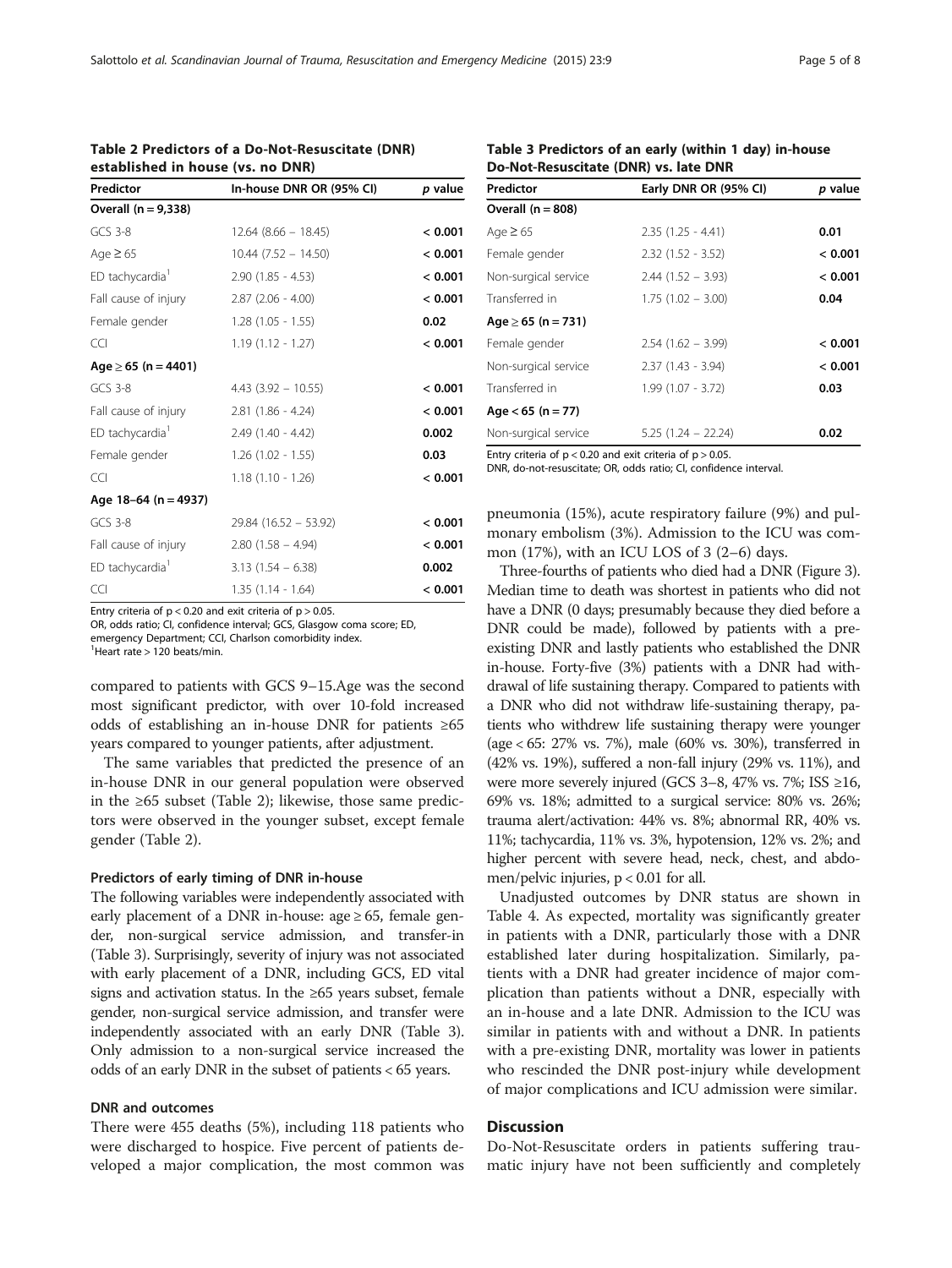**Table 2 Predictors of a Do-Not-Resuscitate (DNR) established in house (vs. no DNR)**

| Predictor | In-house DNR OR (95% CI) | *p* value |
|---|---|---|
| **Overall (n = 9,338)** | | |
| GCS 3-8 | 12.64 (8.66 – 18.45) | **< 0.001** |
| Age ≥ 65 | 10.44 (7.52 – 14.50) | **< 0.001** |
| ED tachycardia[1] | 2.90 (1.85 - 4.53) | **< 0.001** |
| Fall cause of injury | 2.87 (2.06 - 4.00) | **< 0.001** |
| Female gender | 1.28 (1.05 - 1.55) | **0.02** |
| CCI | 1.19 (1.12 - 1.27) | **< 0.001** |
| **Age ≥ 65 (n = 4401)** | | |
| GCS 3-8 | 4.43 (3.92 – 10.55) | **< 0.001** |
| Fall cause of injury | 2.81 (1.86 - 4.24) | **< 0.001** |
| ED tachycardia[1] | 2.49 (1.40 - 4.42) | **0.002** |
| Female gender | 1.26 (1.02 - 1.55) | **0.03** |
| CCI | 1.18 (1.10 - 1.26) | **< 0.001** |
| **Age 18–64 (n = 4937)** | | |
| GCS 3-8 | 29.84 (16.52 – 53.92) | **< 0.001** |
| Fall cause of injury | 2.80 (1.58 – 4.94) | **< 0.001** |
| ED tachycardia[1] | 3.13 (1.54 – 6.38) | **0.002** |
| CCI | 1.35 (1.14 - 1.64) | **< 0.001** |

Entry criteria of $p < 0.20$ and exit criteria of $p > 0.05$.
OR, odds ratio; CI, confidence interval; GCS, Glasgow coma score; ED, emergency Department; CCI, Charlson comorbidity index.
[1]Heart rate > 120 beats/min.

compared to patients with GCS 9–15.Age was the second most significant predictor, with over 10-fold increased odds of establishing an in-house DNR for patients ≥65 years compared to younger patients, after adjustment.

The same variables that predicted the presence of an in-house DNR in our general population were observed in the ≥65 subset (Table 2); likewise, those same predictors were observed in the younger subset, except female gender (Table 2).

### Predictors of early timing of DNR in-house

The following variables were independently associated with early placement of a DNR in-house: age ≥ 65, female gender, non-surgical service admission, and transfer-in (Table 3). Surprisingly, severity of injury was not associated with early placement of a DNR, including GCS, ED vital signs and activation status. In the ≥65 years subset, female gender, non-surgical service admission, and transfer were independently associated with an early DNR (Table 3). Only admission to a non-surgical service increased the odds of an early DNR in the subset of patients < 65 years.

### DNR and outcomes

There were 455 deaths (5%), including 118 patients who were discharged to hospice. Five percent of patients developed a major complication, the most common was pneumonia (15%), acute respiratory failure (9%) and pulmonary embolism (3%). Admission to the ICU was common (17%), with an ICU LOS of 3 (2–6) days.

**Table 3 Predictors of an early (within 1 day) in-house Do-Not-Resuscitate (DNR) vs. late DNR**

| Predictor | Early DNR OR (95% CI) | *p* value |
|---|---|---|
| **Overall (n = 808)** | | |
| Age ≥ 65 | 2.35 (1.25 - 4.41) | **0.01** |
| Female gender | 2.32 (1.52 - 3.52) | **< 0.001** |
| Non-surgical service | 2.44 (1.52 – 3.93) | **< 0.001** |
| Transferred in | 1.75 (1.02 – 3.00) | **0.04** |
| **Age ≥ 65 (n = 731)** | | |
| Female gender | 2.54 (1.62 – 3.99) | **< 0.001** |
| Non-surgical service | 2.37 (1.43 - 3.94) | **< 0.001** |
| Transferred in | 1.99 (1.07 - 3.72) | **0.03** |
| **Age < 65 (n = 77)** | | |
| Non-surgical service | 5.25 (1.24 – 22.24) | **0.02** |

Entry criteria of $p < 0.20$ and exit criteria of $p > 0.05$.
DNR, do-not-resuscitate; OR, odds ratio; CI, confidence interval.

Three-fourths of patients who died had a DNR (Figure 3). Median time to death was shortest in patients who did not have a DNR (0 days; presumably because they died before a DNR could be made), followed by patients with a pre-existing DNR and lastly patients who established the DNR in-house. Forty-five (3%) patients with a DNR had withdrawal of life sustaining therapy. Compared to patients with a DNR who did not withdraw life-sustaining therapy, patients who withdrew life sustaining therapy were younger (age < 65: 27% vs. 7%), male (60% vs. 30%), transferred in (42% vs. 19%), suffered a non-fall injury (29% vs. 11%), and were more severely injured (GCS 3–8, 47% vs. 7%; ISS ≥16, 69% vs. 18%; admitted to a surgical service: 80% vs. 26%; trauma alert/activation: 44% vs. 8%; abnormal RR, 40% vs. 11%; tachycardia, 11% vs. 3%, hypotension, 12% vs. 2%; and higher percent with severe head, neck, chest, and abdomen/pelvic injuries, $p < 0.01$ for all.

Unadjusted outcomes by DNR status are shown in Table 4. As expected, mortality was significantly greater in patients with a DNR, particularly those with a DNR established later during hospitalization. Similarly, patients with a DNR had greater incidence of major complication than patients without a DNR, especially with an in-house and a late DNR. Admission to the ICU was similar in patients with and without a DNR. In patients with a pre-existing DNR, mortality was lower in patients who rescinded the DNR post-injury while development of major complications and ICU admission were similar.

## Discussion

Do-Not-Resuscitate orders in patients suffering traumatic injury have not been sufficiently and completely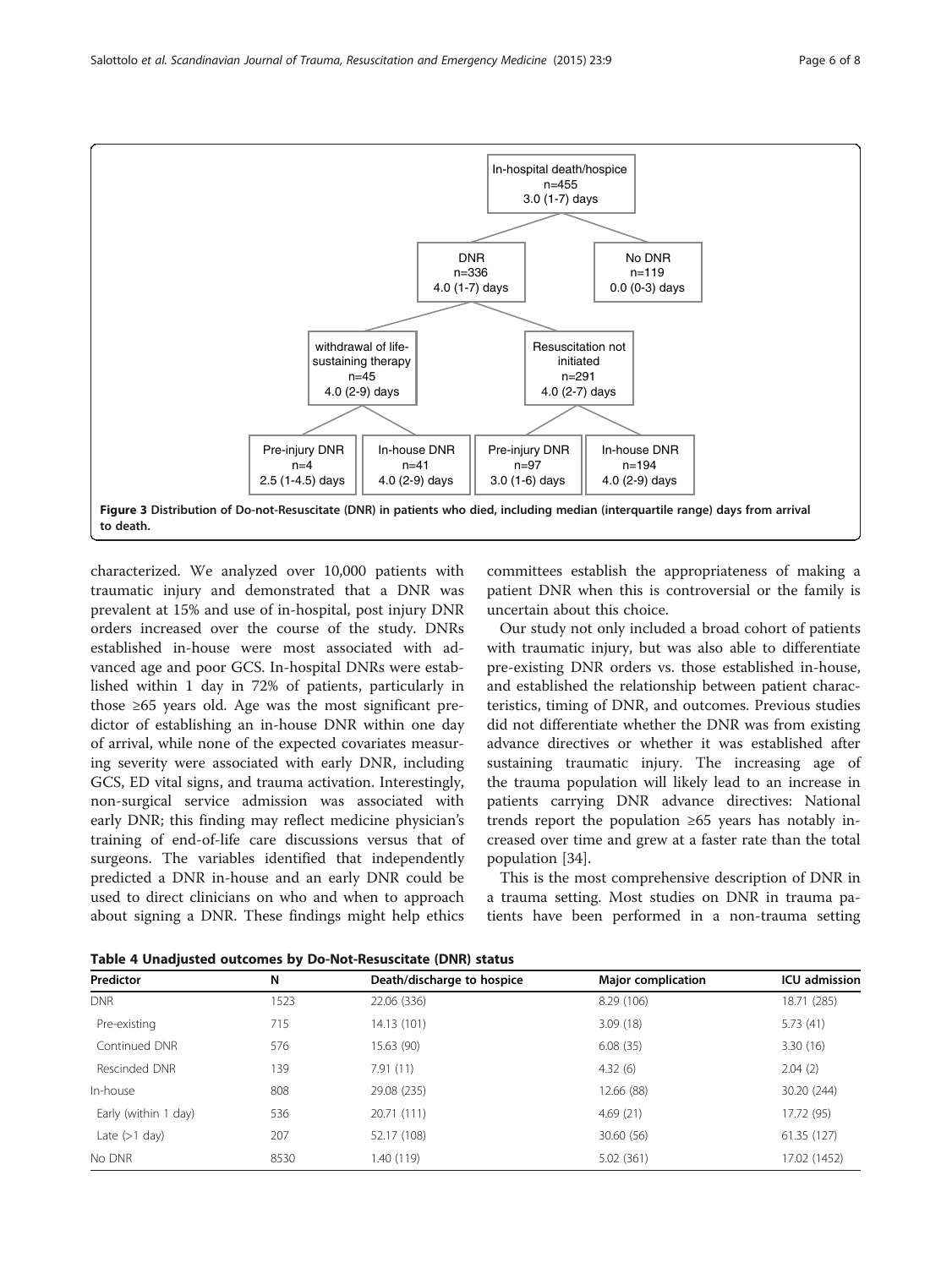characterized. We analyzed over 10,000 patients with traumatic injury and demonstrated that a DNR was prevalent at 15% and use of in-hospital, post injury DNR orders increased over the course of the study. DNRs established in-house were most associated with advanced age and poor GCS. In-hospital DNRs were established within 1 day in 72% of patients, particularly in those ≥65 years old. Age was the most significant predictor of establishing an in-house DNR within one day of arrival, while none of the expected covariates measuring severity were associated with early DNR, including GCS, ED vital signs, and trauma activation. Interestingly, non-surgical service admission was associated with early DNR; this finding may reflect medicine physician's training of end-of-life care discussions versus that of surgeons. The variables identified that independently predicted a DNR in-house and an early DNR could be used to direct clinicians on who and when to approach about signing a DNR. These findings might help ethics committees establish the appropriateness of making a patient DNR when this is controversial or the family is uncertain about this choice.

Our study not only included a broad cohort of patients with traumatic injury, but was also able to differentiate pre-existing DNR orders vs. those established in-house, and established the relationship between patient characteristics, timing of DNR, and outcomes. Previous studies did not differentiate whether the DNR was from existing advance directives or whether it was established after sustaining traumatic injury. The increasing age of the trauma population will likely lead to an increase in patients carrying DNR advance directives: National trends report the population ≥65 years has notably increased over time and grew at a faster rate than the total population [34].

This is the most comprehensive description of DNR in a trauma setting. Most studies on DNR in trauma patients have been performed in a non-trauma setting

**Figure 3** Distribution of Do-not-Resuscitate (DNR) in patients who died, including median (interquartile range) days from arrival to death.

- In-hospital death/hospice: n=455, 3.0 (1-7) days
  - DNR: n=336, 4.0 (1-7) days
    - withdrawal of life-sustaining therapy: n=45, 4.0 (2-9) days
      - Pre-injury DNR: n=4, 2.5 (1-4.5) days
      - In-house DNR: n=41, 4.0 (2-9) days
    - Resuscitation not initiated: n=291, 4.0 (2-7) days
      - Pre-injury DNR: n=97, 3.0 (1-6) days
      - In-house DNR: n=194, 4.0 (2-9) days
  - No DNR: n=119, 0.0 (0-3) days

**Table 4 Unadjusted outcomes by Do-Not-Resuscitate (DNR) status**

| Predictor | N | Death/discharge to hospice | Major complication | ICU admission |
|---|---|---|---|---|
| DNR | 1523 | 22.06 (336) | 8.29 (106) | 18.71 (285) |
| Pre-existing | 715 | 14.13 (101) | 3.09 (18) | 5.73 (41) |
| Continued DNR | 576 | 15.63 (90) | 6.08 (35) | 3.30 (16) |
| Rescinded DNR | 139 | 7.91 (11) | 4.32 (6) | 2.04 (2) |
| In-house | 808 | 29.08 (235) | 12.66 (88) | 30.20 (244) |
| Early (within 1 day) | 536 | 20.71 (111) | 4.69 (21) | 17.72 (95) |
| Late (>1 day) | 207 | 52.17 (108) | 30.60 (56) | 61.35 (127) |
| No DNR | 8530 | 1.40 (119) | 5.02 (361) | 17.02 (1452) |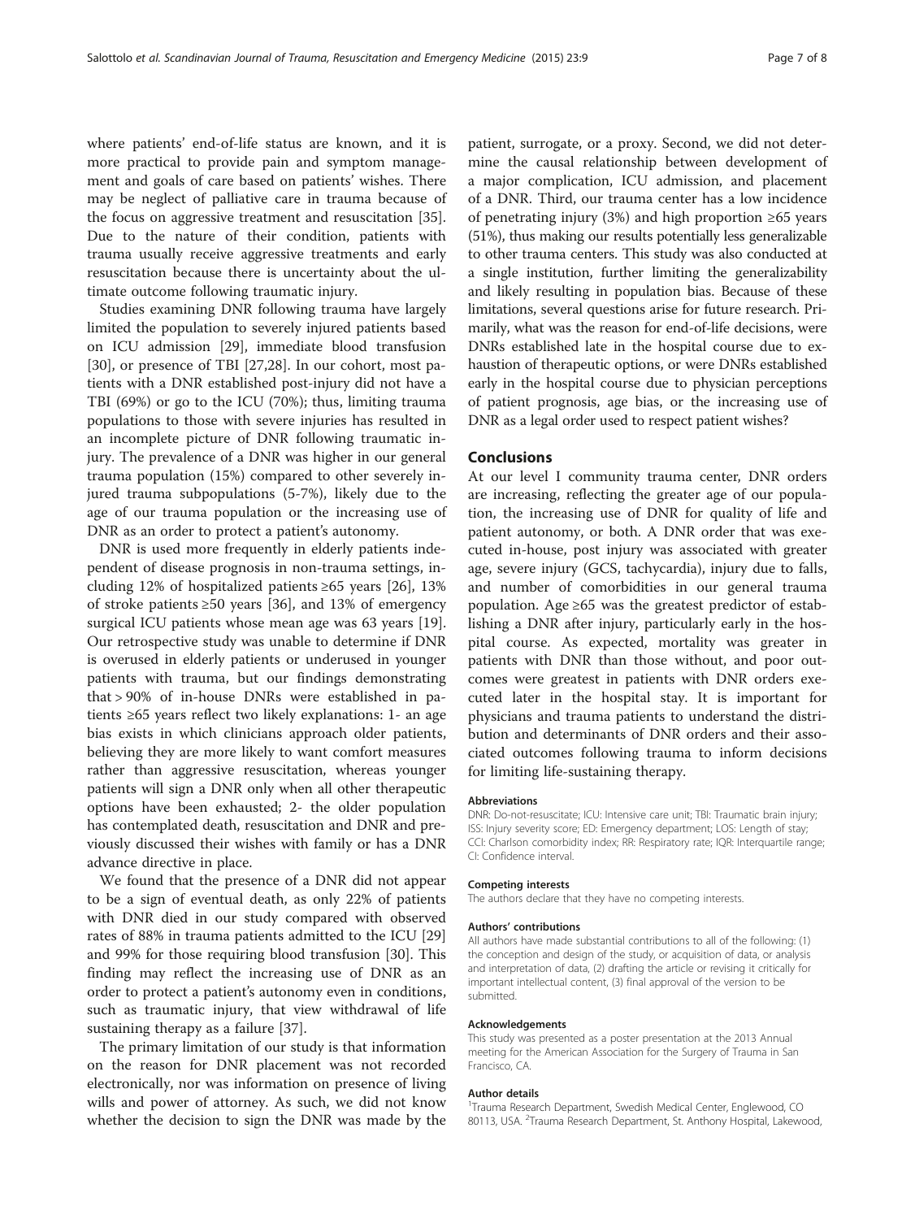where patients' end-of-life status are known, and it is more practical to provide pain and symptom management and goals of care based on patients' wishes. There may be neglect of palliative care in trauma because of the focus on aggressive treatment and resuscitation [35]. Due to the nature of their condition, patients with trauma usually receive aggressive treatments and early resuscitation because there is uncertainty about the ultimate outcome following traumatic injury.

Studies examining DNR following trauma have largely limited the population to severely injured patients based on ICU admission [29], immediate blood transfusion [30], or presence of TBI [27,28]. In our cohort, most patients with a DNR established post-injury did not have a TBI (69%) or go to the ICU (70%); thus, limiting trauma populations to those with severe injuries has resulted in an incomplete picture of DNR following traumatic injury. The prevalence of a DNR was higher in our general trauma population (15%) compared to other severely injured trauma subpopulations (5-7%), likely due to the age of our trauma population or the increasing use of DNR as an order to protect a patient's autonomy.

DNR is used more frequently in elderly patients independent of disease prognosis in non-trauma settings, including 12% of hospitalized patients ≥65 years [26], 13% of stroke patients ≥50 years [36], and 13% of emergency surgical ICU patients whose mean age was 63 years [19]. Our retrospective study was unable to determine if DNR is overused in elderly patients or underused in younger patients with trauma, but our findings demonstrating that > 90% of in-house DNRs were established in patients ≥65 years reflect two likely explanations: 1- an age bias exists in which clinicians approach older patients, believing they are more likely to want comfort measures rather than aggressive resuscitation, whereas younger patients will sign a DNR only when all other therapeutic options have been exhausted; 2- the older population has contemplated death, resuscitation and DNR and previously discussed their wishes with family or has a DNR advance directive in place.

We found that the presence of a DNR did not appear to be a sign of eventual death, as only 22% of patients with DNR died in our study compared with observed rates of 88% in trauma patients admitted to the ICU [29] and 99% for those requiring blood transfusion [30]. This finding may reflect the increasing use of DNR as an order to protect a patient's autonomy even in conditions, such as traumatic injury, that view withdrawal of life sustaining therapy as a failure [37].

The primary limitation of our study is that information on the reason for DNR placement was not recorded electronically, nor was information on presence of living wills and power of attorney. As such, we did not know whether the decision to sign the DNR was made by the patient, surrogate, or a proxy. Second, we did not determine the causal relationship between development of a major complication, ICU admission, and placement of a DNR. Third, our trauma center has a low incidence of penetrating injury (3%) and high proportion ≥65 years (51%), thus making our results potentially less generalizable to other trauma centers. This study was also conducted at a single institution, further limiting the generalizability and likely resulting in population bias. Because of these limitations, several questions arise for future research. Primarily, what was the reason for end-of-life decisions, were DNRs established late in the hospital course due to exhaustion of therapeutic options, or were DNRs established early in the hospital course due to physician perceptions of patient prognosis, age bias, or the increasing use of DNR as a legal order used to respect patient wishes?

## Conclusions

At our level I community trauma center, DNR orders are increasing, reflecting the greater age of our population, the increasing use of DNR for quality of life and patient autonomy, or both. A DNR order that was executed in-house, post injury was associated with greater age, severe injury (GCS, tachycardia), injury due to falls, and number of comorbidities in our general trauma population. Age ≥65 was the greatest predictor of establishing a DNR after injury, particularly early in the hospital course. As expected, mortality was greater in patients with DNR than those without, and poor outcomes were greatest in patients with DNR orders executed later in the hospital stay. It is important for physicians and trauma patients to understand the distribution and determinants of DNR orders and their associated outcomes following trauma to inform decisions for limiting life-sustaining therapy.

#### Abbreviations

DNR: Do-not-resuscitate; ICU: Intensive care unit; TBI: Traumatic brain injury; ISS: Injury severity score; ED: Emergency department; LOS: Length of stay; CCI: Charlson comorbidity index; RR: Respiratory rate; IQR: Interquartile range; CI: Confidence interval.

#### Competing interests

The authors declare that they have no competing interests.

#### Authors' contributions

All authors have made substantial contributions to all of the following: (1) the conception and design of the study, or acquisition of data, or analysis and interpretation of data, (2) drafting the article or revising it critically for important intellectual content, (3) final approval of the version to be submitted.

#### Acknowledgements

This study was presented as a poster presentation at the 2013 Annual meeting for the American Association for the Surgery of Trauma in San Francisco, CA.

#### Author details

[1]Trauma Research Department, Swedish Medical Center, Englewood, CO 80113, USA. [2]Trauma Research Department, St. Anthony Hospital, Lakewood,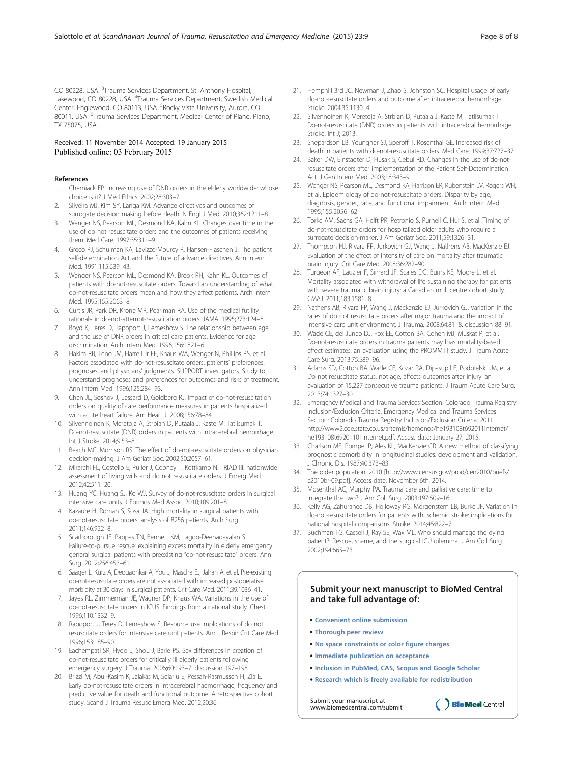CO 80228, USA. [3]Trauma Services Department, St. Anthony Hospital, Lakewood, CO 80228, USA. [4]Trauma Services Department, Swedish Medical Center, Englewood, CO 80113, USA. [5]Rocky Vista University, Aurora, CO 80011, USA. [6]Trauma Services Department, Medical Center of Plano, Plano, TX 75075, USA.

Received: 11 November 2014 Accepted: 19 January 2015
Published online: 03 February 2015

## References

1. Cherniack EP. Increasing use of DNR orders in the elderly worldwide: whose choice is it? J Med Ethics. 2002;28:303–7.
2. Silveira MJ, Kim SY, Langa KM. Advance directives and outcomes of surrogate decision making before death. N Engl J Med. 2010;362:1211–8.
3. Wenger NS, Pearson ML, Desmond KA, Kahn KL. Changes over time in the use of do not resuscitate orders and the outcomes of patients receiving them. Med Care. 1997;35:311–9.
4. Greco PJ, Schulman KA, Lavizzo-Mourey R, Hansen-Flaschen J. The patient self-determination Act and the future of advance directives. Ann Intern Med. 1991;115:639–43.
5. Wenger NS, Pearson ML, Desmond KA, Brook RH, Kahn KL. Outcomes of patients with do-not-resuscitate orders. Toward an understanding of what do-not-resuscitate orders mean and how they affect patients. Arch Intern Med. 1995;155:2063–8.
6. Curtis JR, Park DR, Krone MR, Pearlman RA. Use of the medical futility rationale in do-not-attempt-resuscitation orders. JAMA. 1995;273:124–8.
7. Boyd K, Teres D, Rapoport J, Lemeshow S. The relationship between age and the use of DNR orders in critical care patients. Evidence for age discrimination. Arch Intern Med. 1996;156:1821–6.
8. Hakim RB, Teno JM, Harrell Jr FE, Knaus WA, Wenger N, Phillips RS, et al. Factors associated with do-not-resuscitate orders: patients' preferences, prognoses, and physicians' judgments. SUPPORT investigators. Study to understand prognoses and preferences for outcomes and risks of treatment. Ann Intern Med. 1996;125:284–93.
9. Chen JL, Sosnov J, Lessard D, Goldberg RJ. Impact of do-not-resuscitation orders on quality of care performance measures in patients hospitalized with acute heart failure. Am Heart J. 2008;156:78–84.
10. Silvennoinen K, Meretoja A, Strbian D, Putaala J, Kaste M, Tatlisumak T. Do-not-resuscitate (DNR) orders in patients with intracerebral hemorrhage. Int J Stroke. 2014;9:53–8.
11. Beach MC, Morrison RS. The effect of do-not-resuscitate orders on physician decision-making. J Am Geriatr Soc. 2002;50:2057–61.
12. Mirarchi FL, Costello E, Puller J, Cooney T, Kottkamp N. TRIAD III: nationwide assessment of living wills and do not resuscitate orders. J Emerg Med. 2012;42:511–20.
13. Huang YC, Huang SJ, Ko WJ. Survey of do-not-resuscitate orders in surgical intensive care units. J Formos Med Assoc. 2010;109:201–8.
14. Kazaure H, Roman S, Sosa JA. High mortality in surgical patients with do-not-resuscitate orders: analysis of 8256 patients. Arch Surg. 2011;146:922–8.
15. Scarborough JE, Pappas TN, Bennett KM, Lagoo-Deenadayalan S. Failure-to-pursue rescue: explaining excess mortality in elderly emergency general surgical patients with preexisting "do-not-resuscitate" orders. Ann Surg. 2012;256:453–61.
16. Saager L, Kurz A, Deogaonkar A, You J, Mascha EJ, Jahan A, et al. Pre-existing do-not-resuscitate orders are not associated with increased postoperative morbidity at 30 days in surgical patients. Crit Care Med. 2011;39:1036–41.
17. Jayes RL, Zimmerman JE, Wagner DP, Knaus WA. Variations in the use of do-not-resuscitate orders in ICUS. Findings from a national study. Chest. 1996;110:1332–9.
18. Rapoport J, Teres D, Lemeshow S. Resource use implications of do not resuscitate orders for intensive care unit patients. Am J Respir Crit Care Med. 1996;153:185–90.
19. Eachempati SR, Hydo L, Shou J, Barie PS. Sex differences in creation of do-not-resuscitate orders for critically ill elderly patients following emergency surgery. J Trauma. 2006;60:193–7. discussion 197–198.
20. Brizzi M, Abul-Kasim K, Jalakas M, Selariu E, Pessah-Rasmussen H, Zia E. Early do-not-resuscitate orders in intracerebral haemorrhage; frequency and predictive value for death and functional outcome. A retrospective cohort study. Scand J Trauma Resusc Emerg Med. 2012;20:36.
21. Hemphill 3rd JC, Newman J, Zhao S, Johnston SC. Hospital usage of early do-not-resuscitate orders and outcome after intracerebral hemorrhage. Stroke. 2004;35:1130–4.
22. Silvennoinen K, Meretoja A, Strbian D, Putaala J, Kaste M, Tatlisumak T. Do-not-resuscitate (DNR) orders in patients with intracerebral hemorrhage. Stroke: Int J; 2013.
23. Shepardson LB, Youngner SJ, Speroff T, Rosenthal GE. Increased risk of death in patients with do-not-resuscitate orders. Med Care. 1999;37:727–37.
24. Baker DW, Einstadter D, Husak S, Cebul RD. Changes in the use of do-not-resuscitate orders after implementation of the Patient Self-Determination Act. J Gen Intern Med. 2003;18:343–9.
25. Wenger NS, Pearson ML, Desmond KA, Harrison ER, Rubenstein LV, Rogers WH, et al. Epidemiology of do-not-resuscitate orders. Disparity by age, diagnosis, gender, race, and functional impairment. Arch Intern Med. 1995;155:2056–62.
26. Torke AM, Sachs GA, Helft PR, Petronio S, Purnell C, Hui S, et al. Timing of do-not-resuscitate orders for hospitalized older adults who require a surrogate decision-maker. J Am Geriatr Soc. 2011;59:1326–31.
27. Thompson HJ, Rivara FP, Jurkovich GJ, Wang J, Nathens AB, MacKenzie EJ. Evaluation of the effect of intensity of care on mortality after traumatic brain injury. Crit Care Med. 2008;36:282–90.
28. Turgeon AF, Lauzier F, Simard JF, Scales DC, Burns KE, Moore L, et al. Mortality associated with withdrawal of life-sustaining therapy for patients with severe traumatic brain injury: a Canadian multicentre cohort study. CMAJ. 2011;183:1581–8.
29. Nathens AB, Rivara FP, Wang J, Mackenzie EJ, Jurkovich GJ. Variation in the rates of do not resuscitate orders after major trauma and the impact of intensive care unit environment. J Trauma. 2008;64:81–8. discussion 88–91.
30. Wade CE, del Junco DJ, Fox EE, Cotton BA, Cohen MJ, Muskat P, et al. Do-not-resuscitate orders in trauma patients may bias mortality-based effect estimates: an evaluation using the PROMMTT study. J Traum Acute Care Surg. 2013;75:S89–96.
31. Adams SD, Cotton BA, Wade CE, Kozar RA, Dipasupil E, Podbielski JM, et al. Do not resuscitate status, not age, affects outcomes after injury: an evaluation of 15,227 consecutive trauma patients. J Traum Acute Care Surg. 2013;74:1327–30.
32. Emergency Medical and Trauma Services Section. Colorado Trauma Registry Inclusion/Exclusion Criteria. Emergency Medical and Trauma Services Section: Colorado Trauma Registry Inclusion/Exclusion Criteria. 2011. http://www2.cde.state.co.us/artemis/hemonos/he193108t692011internet/he193108t69201101internet.pdf. Access date: January 27, 2015.
33. Charlson ME, Pompei P, Ales KL, MacKenzie CR. A new method of classifying prognostic comorbidity in longitudinal studies: development and validation. J Chronic Dis. 1987;40:373–83.
34. The older population: 2010 [http://www.census.gov/prod/cen2010/briefs/c2010br-09.pdf]. Access date: November 6th, 2014.
35. Mosenthal AC, Murphy PA. Trauma care and palliative care: time to integrate the two? J Am Coll Surg. 2003;197:509–16.
36. Kelly AG, Zahuranec DB, Holloway RG, Morgenstern LB, Burke JF. Variation in do-not-resuscitate orders for patients with ischemic stroke: implications for national hospital comparisons. Stroke. 2014;45:822–7.
37. Buchman TG, Cassell J, Ray SE, Wax ML. Who should manage the dying patient?: Rescue, shame, and the surgical ICU dilemma. J Am Coll Surg. 2002;194:665–73.

**Submit your next manuscript to BioMed Central and take full advantage of:**

- **Convenient online submission**
- **Thorough peer review**
- **No space constraints or color figure charges**
- **Immediate publication on acceptance**
- **Inclusion in PubMed, CAS, Scopus and Google Scholar**
- **Research which is freely available for redistribution**

Submit your manuscript at
www.biomedcentral.com/submit

BioMed Central